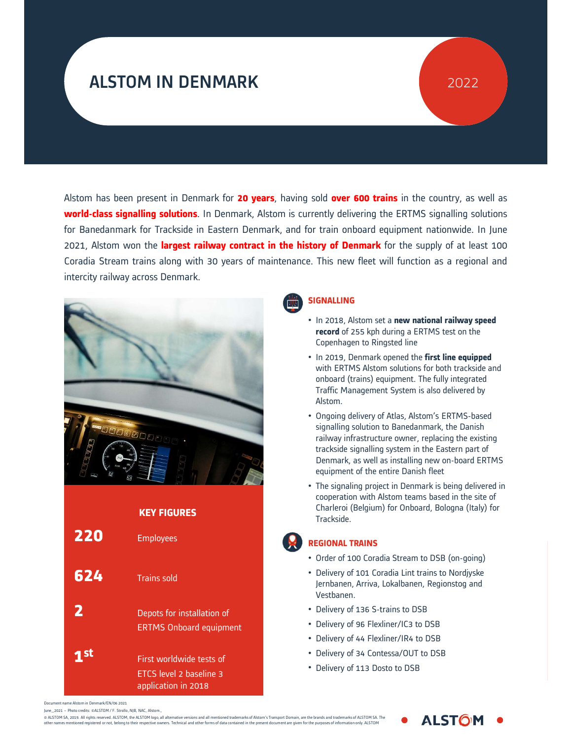# ALSTOM IN DENMARK

2022

Alstom has been present in Denmark for **20 years**, having sold **over 600 trains** in the country, as well as **world-class signalling solutions**. In Denmark, Alstom is currently delivering the ERTMS signalling solutions for Banedanmark for Trackside in Eastern Denmark, and for train onboard equipment nationwide. In June 2021, Alstom won the **largest railway contract in the history of Denmark** for the supply of at least 100 Coradia Stream trains along with 30 years of maintenance. This new fleet will function as a regional and intercity railway across Denmark.

## KEY FIGURES

| | |
|---|---|
| **220** | Employees |
| **624** | Trains sold |
| **2** | Depots for installation of ERTMS Onboard equipment |
| **1st** | First worldwide tests of ETCS level 2 baseline 3 application in 2018 |

## SIGNALLING

- In 2018, Alstom set a **new national railway speed record** of 255 kph during a ERTMS test on the Copenhagen to Ringsted line
- In 2019, Denmark opened the **first line equipped** with ERTMS Alstom solutions for both trackside and onboard (trains) equipment. The fully integrated Traffic Management System is also delivered by Alstom.
- Ongoing delivery of Atlas, Alstom's ERTMS-based signalling solution to Banedanmark, the Danish railway infrastructure owner, replacing the existing trackside signalling system in the Eastern part of Denmark, as well as installing new on-board ERTMS equipment of the entire Danish fleet
- The signaling project in Denmark is being delivered in cooperation with Alstom teams based in the site of Charleroi (Belgium) for Onboard, Bologna (Italy) for Trackside.

## REGIONAL TRAINS

- Order of 100 Coradia Stream to DSB (on-going)
- Delivery of 101 Coradia Lint trains to Nordjyske Jernbanen, Arriva, Lokalbanen, Regionstog and Vestbanen.
- Delivery of 136 S-trains to DSB
- Delivery of 96 Flexliner/IC3 to DSB
- Delivery of 44 Flexliner/IR4 to DSB
- Delivery of 34 Contessa/OUT to DSB
- Delivery of 113 Dosto to DSB

Document name Alstom in Denmark/EN/06 2021
June_2021 – Photo credits: ©ALSTOM / F. Strollo, NJB, NAC, Alstom.,
© ALSTOM SA, 2019. All rights reserved. ALSTOM, the ALSTOM logo, all alternative versions and all mentioned trademarks of Alstom's Transport Domain, are the brands and trademarks of ALSTOM SA. The other names mentioned registered or not, belong to their respective owners. Technical and other forms of data contained in the present document are given for the purposes of information only. ALSTOM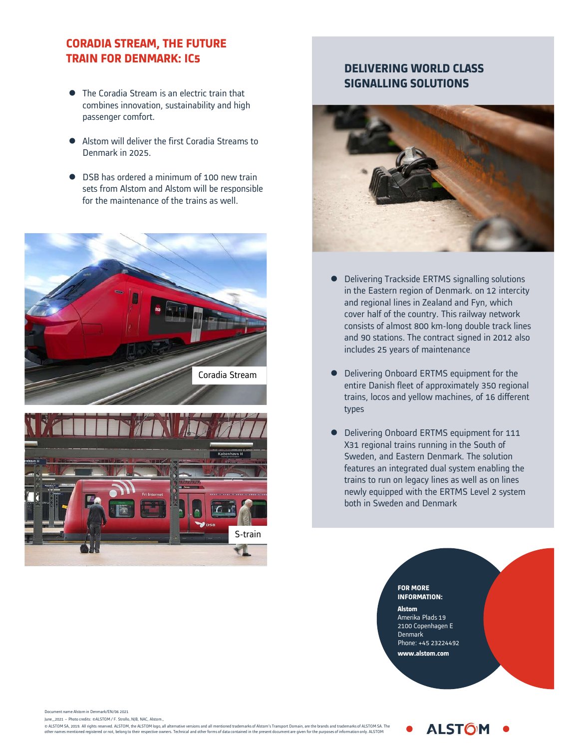## CORADIA STREAM, THE FUTURE TRAIN FOR DENMARK: IC5

- The Coradia Stream is an electric train that combines innovation, sustainability and high passenger comfort.
- Alstom will deliver the first Coradia Streams to Denmark in 2025.
- DSB has ordered a minimum of 100 new train sets from Alstom and Alstom will be responsible for the maintenance of the trains as well.

Coradia Stream

S-train

## DELIVERING WORLD CLASS SIGNALLING SOLUTIONS

- Delivering Trackside ERTMS signalling solutions in the Eastern region of Denmark. on 12 intercity and regional lines in Zealand and Fyn, which cover half of the country. This railway network consists of almost 800 km-long double track lines and 90 stations. The contract signed in 2012 also includes 25 years of maintenance
- Delivering Onboard ERTMS equipment for the entire Danish fleet of approximately 350 regional trains, locos and yellow machines, of 16 different types
- Delivering Onboard ERTMS equipment for 111 X31 regional trains running in the South of Sweden, and Eastern Denmark. The solution features an integrated dual system enabling the trains to run on legacy lines as well as on lines newly equipped with the ERTMS Level 2 system both in Sweden and Denmark

**FOR MORE INFORMATION:**

**Alstom**
Amerika Plads 19
2100 Copenhagen E
Denmark
Phone: +45 23224492
**www.alstom.com**

Document name Alstom in Denmark/EN/06 2021
June_2021 – Photo credits: ©ALSTOM / F. Strollo, NJB, NAC, Alstom.,
© ALSTOM SA, 2019. All rights reserved. ALSTOM, the ALSTOM logo, all alternative versions and all mentioned trademarks of Alstom's Transport Domain, are the brands and trademarks of ALSTOM SA. The other names mentioned registered or not, belong to their respective owners. Technical and other forms of data contained in the present document are given for the purposes of information only. ALSTOM

ALSTOM